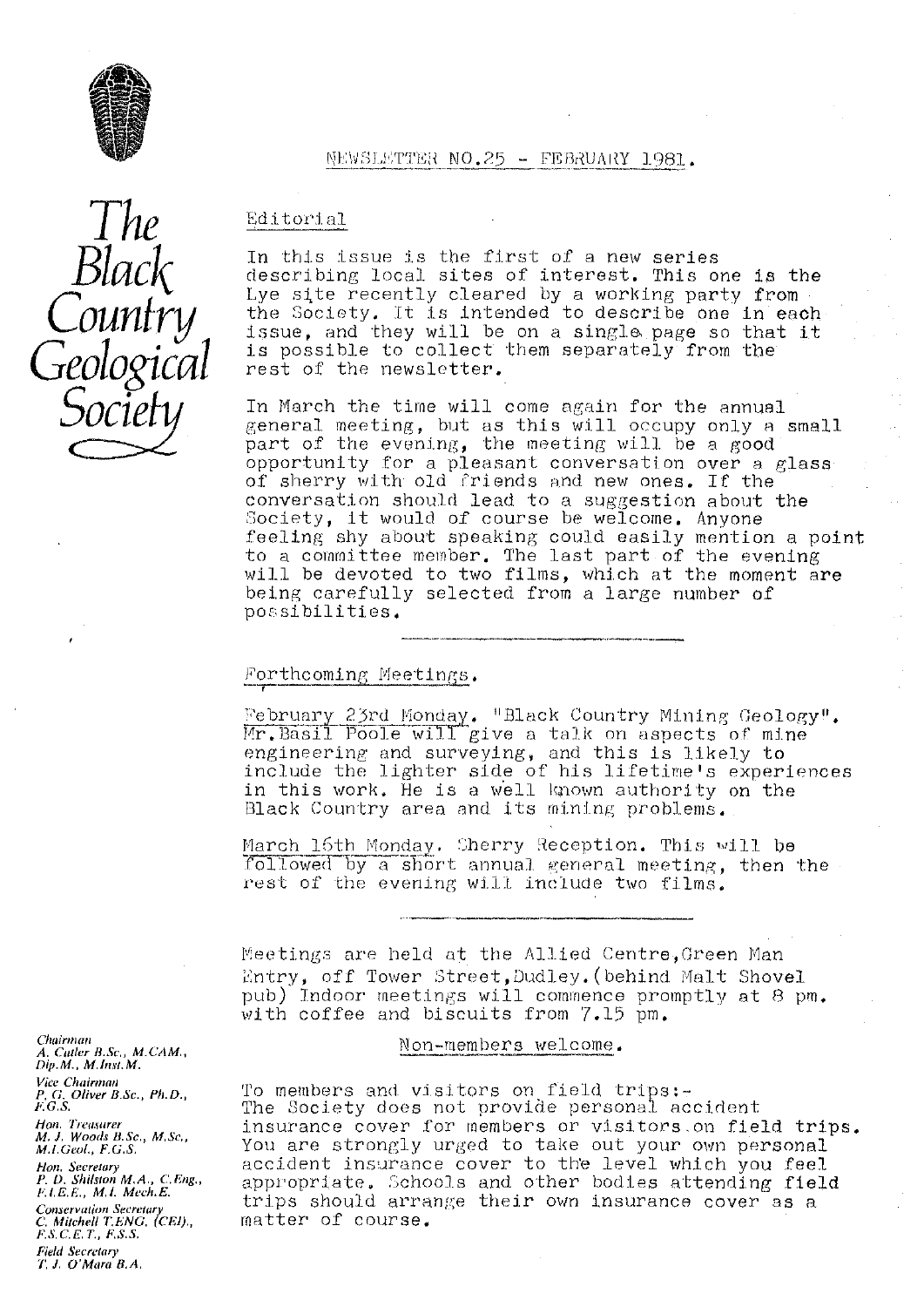# The Black Country Geological Society

NEWSLETTER NO.25 - FEBRUARY 1981.

## Editorial

In this issue is the first of a new series describing local sites of interest. This one is the Lye site recently cleared by a working party from the Society. It is intended to describe one in each issue, and they will be on a single page so that it is possible to collect them separately from the rest of the newsletter.

In March the time will come again for the annual general meeting, but as this will occupy only a small part of the evening, the meeting will be a good opportunity for a pleasant conversation over a glass of sherry with old friends and new ones. If the conversation should lead to a suggestion about the Society, it would of course be welcome. Anyone feeling shy about speaking could easily mention a point to a committee member. The last part of the evening will be devoted to two films, which at the moment are being carefully selected from a large number of possibilities.

---

## Forthcoming Meetings.

February 23rd Monday. "Black Country Mining Geology". Mr. Basil Poole will give a talk on aspects of mine engineering and surveying, and this is likely to include the lighter side of his lifetime's experiences in this work. He is a well known authority on the Black Country area and its mining problems.

March 16th Monday. Sherry Reception. This will be followed by a short annual general meeting, then the rest of the evening will include two films.

---

Meetings are held at the Allied Centre, Green Man Entry, off Tower Street, Dudley. (behind Malt Shovel pub) Indoor meetings will commence promptly at 8 pm. with coffee and biscuits from 7.15 pm.

Non-members welcome.

To members and visitors on field trips:-
The Society does not provide personal accident insurance cover for members or visitors on field trips. You are strongly urged to take out your own personal accident insurance cover to the level which you feel appropriate. Schools and other bodies attending field trips should arrange their own insurance cover as a matter of course.

*Chairman*
A. Cutler B.Sc., M.CAM., Dip.M., M.Inst.M.

*Vice Chairman*
P. G. Oliver B.Sc., Ph.D., F.G.S.

*Hon. Treasurer*
M. J. Woods B.Sc., M.Sc., M.I.Geol., F.G.S.

*Hon. Secretary*
P. D. Shilston M.A., C.Eng., F.I.E.E., M.I. Mech.E.

*Conservation Secretary*
C. Mitchell T.ENG. (CEI)., F.S.C.E.T., F.S.S.

*Field Secretary*
T. J. O'Mara B.A.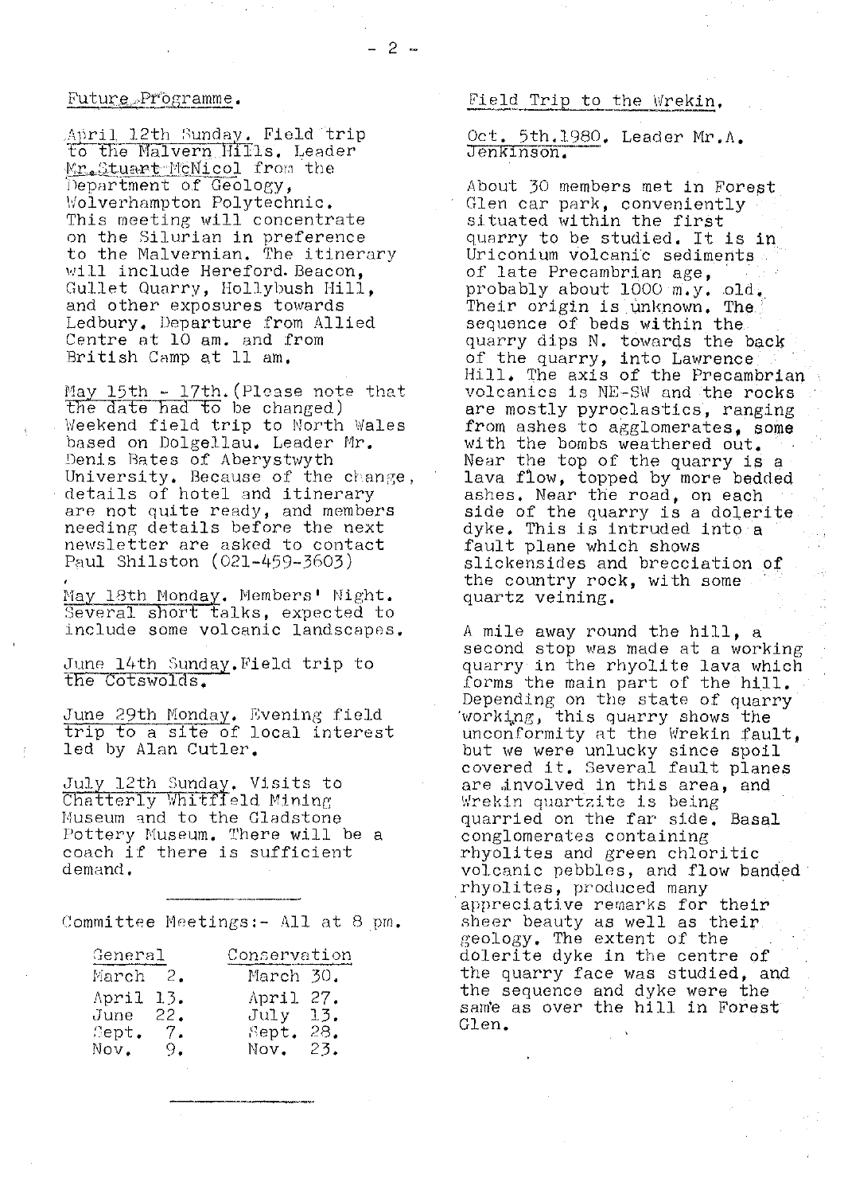## Future Programme.

April 12th Sunday. Field trip to the Malvern Hills. Leader Mr. Stuart McNicol from the Department of Geology, Wolverhampton Polytechnic. This meeting will concentrate on the Silurian in preference to the Malvernian. The itinerary will include Hereford Beacon, Gullet Quarry, Hollybush Hill, and other exposures towards Ledbury. Departure from Allied Centre at 10 am. and from British Camp at 11 am.

May 15th - 17th. (Please note that the date had to be changed) Weekend field trip to North Wales based on Dolgellau. Leader Mr. Denis Bates of Aberystwyth University. Because of the change, details of hotel and itinerary are not quite ready, and members needing details before the next newsletter are asked to contact Paul Shilston (021-459-3603)

May 18th Monday. Members' Night. Several short talks, expected to include some volcanic landscapes.

June 14th Sunday. Field trip to the Cotswolds.

June 29th Monday. Evening field trip to a site of local interest led by Alan Cutler.

July 12th Sunday. Visits to Chatterly Whitfield Mining Museum and to the Gladstone Pottery Museum. There will be a coach if there is sufficient demand.

---

Committee Meetings:- All at 8 pm.

| General | Conservation |
|---|---|
| March 2. | March 30. |
| April 13. | April 27. |
| June 22. | July 13. |
| Sept. 7. | Sept. 28. |
| Nov. 9. | Nov. 23. |

---

## Field Trip to the Wrekin.

Oct. 5th. 1980. Leader Mr. A. Jenkinson.

About 30 members met in Forest Glen car park, conveniently situated within the first quarry to be studied. It is in Uriconium volcanic sediments of late Precambrian age, probably about 1000 m.y. old. Their origin is unknown. The sequence of beds within the quarry dips N. towards the back of the quarry, into Lawrence Hill. The axis of the Precambrian volcanics is NE-SW and the rocks are mostly pyroclastics, ranging from ashes to agglomerates, some with the bombs weathered out. Near the top of the quarry is a lava flow, topped by more bedded ashes. Near the road, on each side of the quarry is a dolerite dyke. This is intruded into a fault plane which shows slickensides and brecciation of the country rock, with some quartz veining.

A mile away round the hill, a second stop was made at a working quarry in the rhyolite lava which forms the main part of the hill. Depending on the state of quarry working, this quarry shows the unconformity at the Wrekin fault, but we were unlucky since spoil covered it. Several fault planes are involved in this area, and Wrekin quartzite is being quarried on the far side. Basal conglomerates containing rhyolites and green chloritic volcanic pebbles, and flow banded rhyolites, produced many appreciative remarks for their sheer beauty as well as their geology. The extent of the dolerite dyke in the centre of the quarry face was studied, and the sequence and dyke were the same as over the hill in Forest Glen.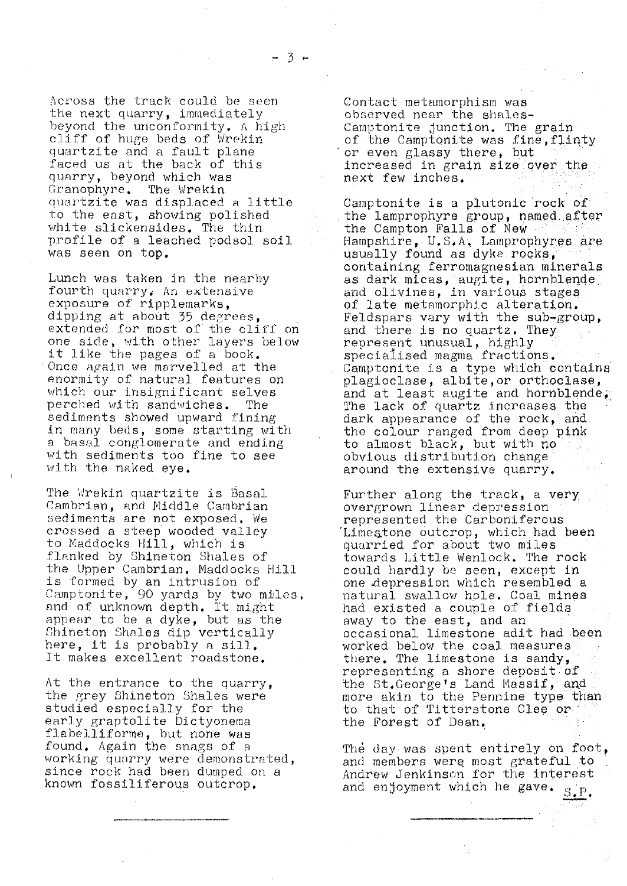Across the track could be seen the next quarry, immediately beyond the unconformity. A high cliff of huge beds of Wrekin quartzite and a fault plane faced us at the back of this quarry, beyond which was Granophyre. The Wrekin quartzite was displaced a little to the east, showing polished white slickensides. The thin profile of a leached podsol soil was seen on top.

Lunch was taken in the nearby fourth quarry. An extensive exposure of ripplemarks, dipping at about 35 degrees, extended for most of the cliff on one side, with other layers below it like the pages of a book. Once again we marvelled at the enormity of natural features on which our insignificant selves perched with sandwiches. The sediments showed upward fining in many beds, some starting with a basal conglomerate and ending with sediments too fine to see with the naked eye.

The Wrekin quartzite is Basal Cambrian, and Middle Cambrian sediments are not exposed. We crossed a steep wooded valley to Maddocks Hill, which is flanked by Shineton Shales of the Upper Cambrian. Maddocks Hill is formed by an intrusion of Camptonite, 90 yards by two miles, and of unknown depth. It might appear to be a dyke, but as the Shineton Shales dip vertically here, it is probably a sill. It makes excellent roadstone.

At the entrance to the quarry, the grey Shineton Shales were studied especially for the early graptolite Dictyonema flabelliforme, but none was found. Again the snags of a working quarry were demonstrated, since rock had been dumped on a known fossiliferous outcrop.

Contact metamorphism was observed near the shales-Camptonite junction. The grain of the Camptonite was fine, flinty or even glassy there, but increased in grain size over the next few inches.

Camptonite is a plutonic rock of the lamprophyre group, named after the Campton Falls of New Hampshire, U.S.A. Lamprophyres are usually found as dyke rocks, containing ferromagnesian minerals as dark micas, augite, hornblende and olivines, in various stages of late metamorphic alteration. Feldspars vary with the sub-group, and there is no quartz. They represent unusual, highly specialised magma fractions. Camptonite is a type which contains plagioclase, albite, or orthoclase, and at least augite and hornblende. The lack of quartz increases the dark appearance of the rock, and the colour ranged from deep pink to almost black, but with no obvious distribution change around the extensive quarry.

Further along the track, a very overgrown linear depression represented the Carboniferous Limestone outcrop, which had been quarried for about two miles towards Little Wenlock. The rock could hardly be seen, except in one depression which resembled a natural swallow hole. Coal mines had existed a couple of fields away to the east, and an occasional limestone adit had been worked below the coal measures there. The limestone is sandy, representing a shore deposit of the St.George's Land Massif, and more akin to the Pennine type than to that of Titterstone Clee or the Forest of Dean.

The day was spent entirely on foot, and members were most grateful to Andrew Jenkinson for the interest and enjoyment which he gave. S.P.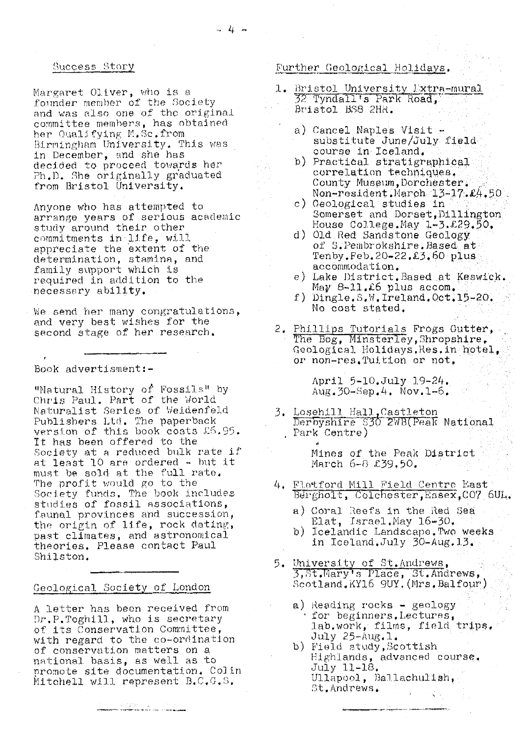## Success Story

Margaret Oliver, who is a founder member of the Society and was also one of the original committee members, has obtained her Qualifying M.Sc. from Birmingham University. This was in December, and she has decided to proceed towards her Ph.D. She originally graduated from Bristol University.

Anyone who has attempted to arrange years of serious academic study around their other commitments in life, will appreciate the extent of the determination, stamina, and family support which is required in addition to the necessary ability.

We send her many congratulations, and very best wishes for the second stage of her research.

---

Book advertisment:-

"Natural History of Fossils" by Chris Paul. Part of the World Naturalist Series of Weidenfeld Publishers Ltd. The paperback version of this book costs £6.95. It has been offered to the Society at a reduced bulk rate if at least 10 are ordered - but it must be sold at the full rate. The profit would go to the Society funds. The book includes studies of fossil associations, faunal provinces and succession, the origin of life, rock dating, past climates, and astronomical theories. Please contact Paul Shilston.

---

## Geological Society of London

A letter has been received from Dr.P.Toghill, who is secretary of its Conservation Committee, with regard to the co-ordination of conservation matters on a national basis, as well as to promote site documentation. Colin Mitchell will represent B.C.G.S.

---

## Further Geological Holidays.

1. Bristol University Extra-mural
   32 Tyndall's Park Road,
   Bristol BS8 2HR.

   a) Cancel Naples Visit - substitute June/July field course in Iceland.
   b) Practical stratigraphical correlation techniques. County Museum, Dorchester. Non-resident. March 13-17. £4.50
   c) Geological studies in Somerset and Dorset, Dillington House College. May 1-3. £29.50.
   d) Old Red Sandstone Geology of S.Pembrokshire. Based at Tenby. Feb. 20-22. £3.60 plus accommodation.
   e) Lake District. Based at Keswick. May 8-11. £6 plus accom.
   f) Dingle. S.W. Ireland. Oct. 15-20. No cost stated.

2. Phillips Tutorials Frogs Gutter, The Bog, Minsterley, Shropshire. Geological Holidays. Res. in hotel, or non-res. Tuition or not.

   April 5-10. July 19-24. Aug. 30-Sep. 4. Nov. 1-6.

3. Losehill Hall, Castleton
   Derbyshire S30 2WB (Peak National Park Centre)

   Mines of the Peak District
   March 6-8 £39.50.

4. Flatford Mill Field Centre East Bergholt, Colchester, Essex, CO7 6UL.

   a) Coral Reefs in the Red Sea Elat, Israel. May 16-30.
   b) Icelandic Landscape. Two weeks in Iceland. July 30-Aug. 13.

5. University of St. Andrews,
   3, St. Mary's Place, St. Andrews, Scotland. KY16 9UY. (Mrs. Balfour)

   a) Reading rocks - geology for beginners. Lectures, lab. work, films, field trips. July 25-Aug. 1.
   b) Field study, Scottish Highlands, advanced course. July 11-18. Ullapool, Ballachulish, St. Andrews.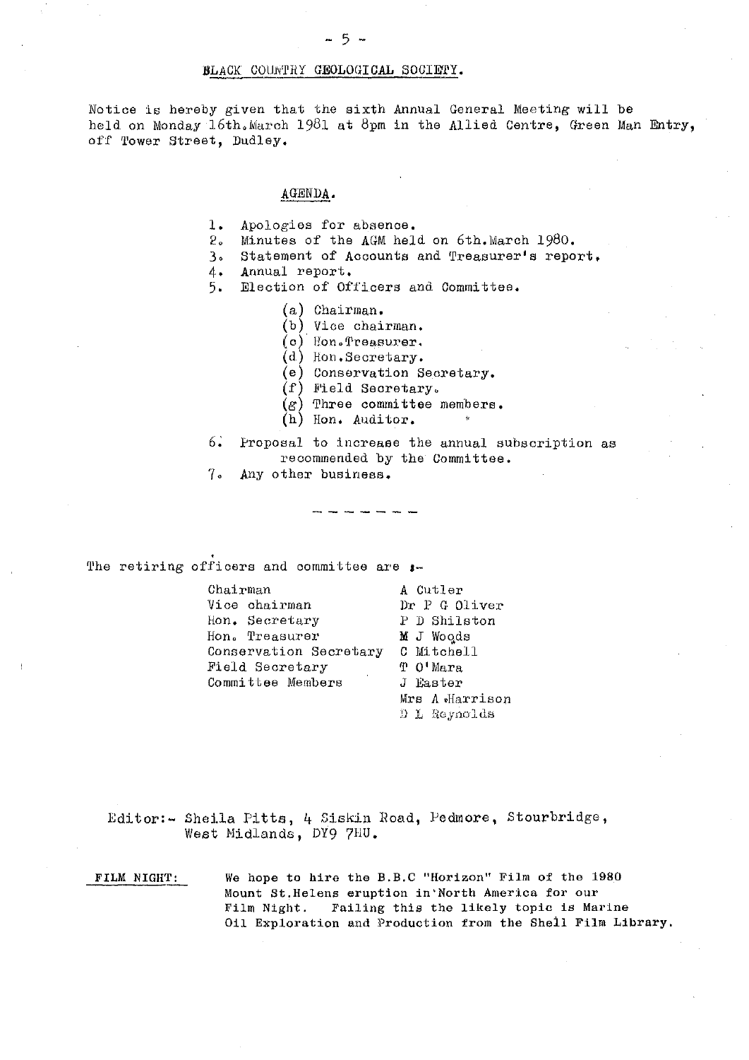## BLACK COUNTRY GEOLOGICAL SOCIETY.

Notice is hereby given that the sixth Annual General Meeting will be held on Monday 16th.March 1981 at 8pm in the Allied Centre, Green Man Entry, off Tower Street, Dudley.

### AGENDA.

1. Apologies for absence.
2. Minutes of the AGM held on 6th.March 1980.
3. Statement of Accounts and Treasurer's report.
4. Annual report.
5. Election of Officers and Committee.
   - (a) Chairman.
   - (b) Vice chairman.
   - (c) Hon.Treasurer.
   - (d) Hon.Secretary.
   - (e) Conservation Secretary.
   - (f) Field Secretary.
   - (g) Three committee members.
   - (h) Hon. Auditor.
6. Proposal to increase the annual subscription as recommended by the Committee.
7. Any other business.

- - - - - - -

The retiring officers and committee are :-

| | |
|---|---|
| Chairman | A Cutler |
| Vice chairman | Dr P G Oliver |
| Hon. Secretary | P D Shilston |
| Hon. Treasurer | M J Woods |
| Conservation Secretary | C Mitchell |
| Field Secretary | T O'Mara |
| Committee Members | J Easter |
| | Mrs A Harrison |
| | D L Reynolds |

Editor:- Sheila Pitts, 4 Siskin Road, Pedmore, Stourbridge, West Midlands, DY9 7HU.

**FILM NIGHT:** We hope to hire the B.B.C "Horizon" Film of the 1980 Mount St.Helens eruption in North America for our Film Night. Failing this the likely topic is Marine Oil Exploration and Production from the Shell Film Library.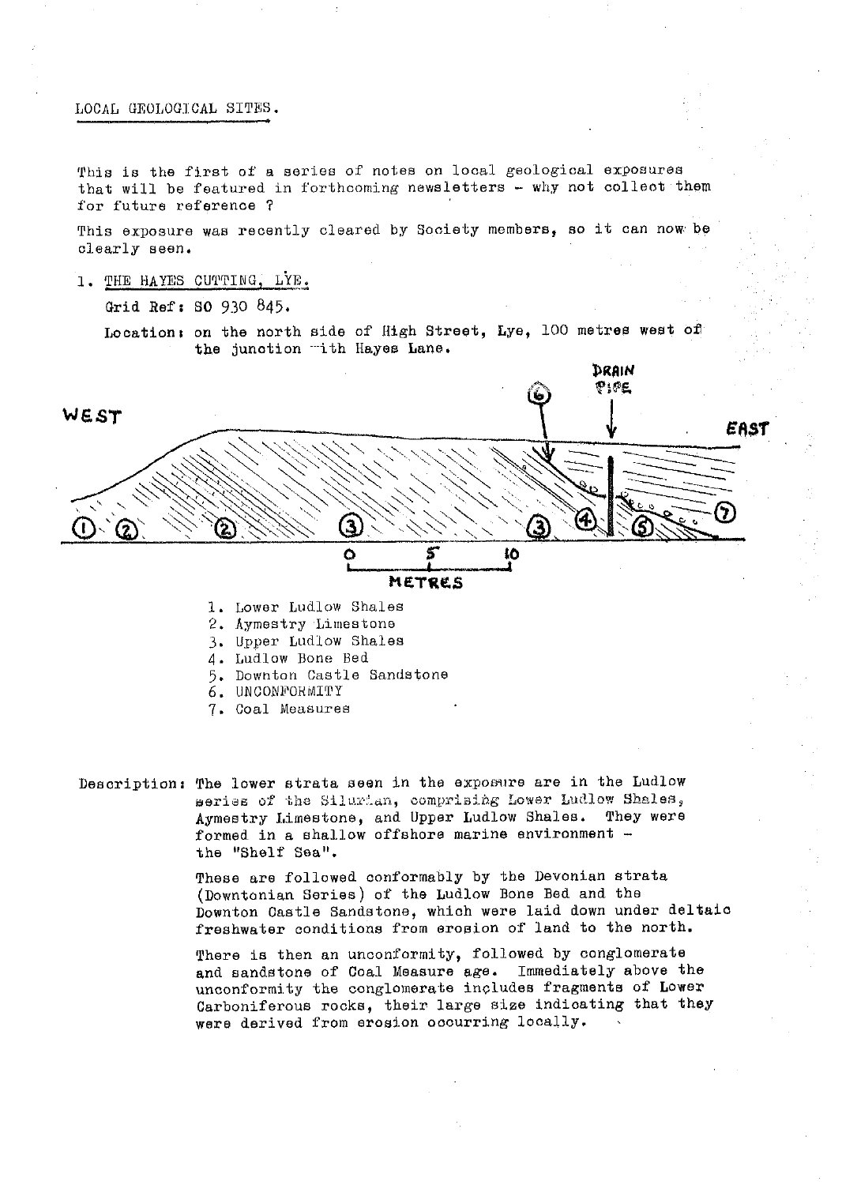# LOCAL GEOLOGICAL SITES.

This is the first of a series of notes on local geological exposures that will be featured in forthcoming newsletters - why not collect them for future reference ?

This exposure was recently cleared by Society members, so it can now be clearly seen.

## 1. THE HAYES CUTTING, LYE.

**Grid Ref:** SO 930 845.

**Location:** on the north side of High Street, Lye, 100 metres west of the junction with Hayes Lane.

WEST

EAST

DRAIN PIPE

1 2 2 3 3 4 5 6 7

0 5 10

METRES

1. Lower Ludlow Shales
2. Aymestry Limestone
3. Upper Ludlow Shales
4. Ludlow Bone Bed
5. Downton Castle Sandstone
6. UNCONFORMITY
7. Coal Measures

**Description:** The lower strata seen in the exposure are in the Ludlow series of the Silurian, comprising Lower Ludlow Shales, Aymestry Limestone, and Upper Ludlow Shales. They were formed in a shallow offshore marine environment - the "Shelf Sea".

These are followed conformably by the Devonian strata (Downtonian Series) of the Ludlow Bone Bed and the Downton Castle Sandstone, which were laid down under deltaic freshwater conditions from erosion of land to the north.

There is then an unconformity, followed by conglomerate and sandstone of Coal Measure age. Immediately above the unconformity the conglomerate includes fragments of Lower Carboniferous rocks, their large size indicating that they were derived from erosion occurring locally.